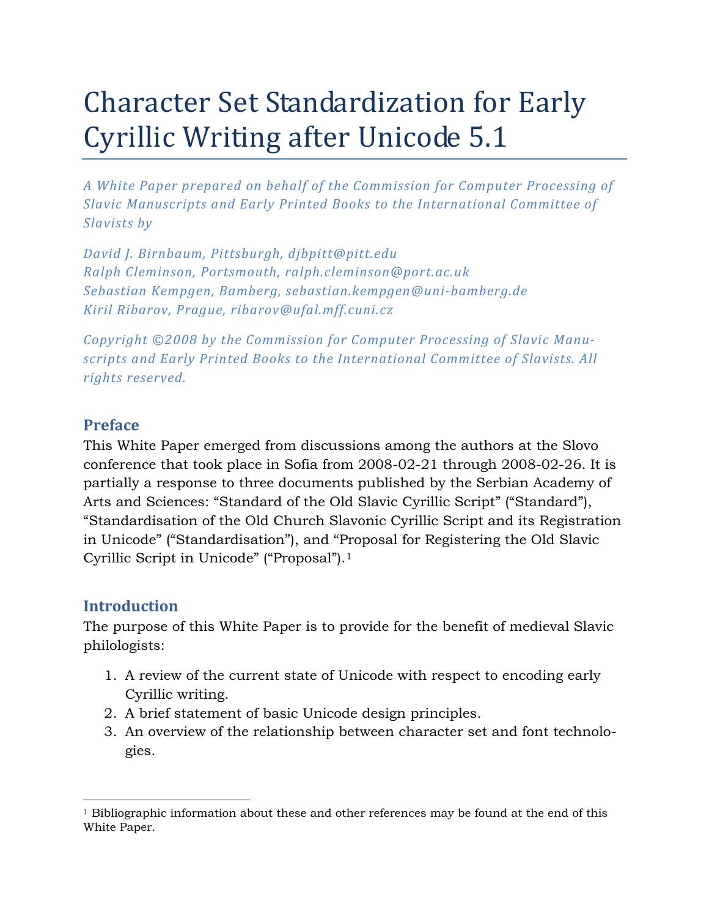# Character Set Standardization for Early Cyrillic Writing after Unicode 5.1

*A White Paper prepared on behalf of the Commission for Computer Processing of Slavic Manuscripts and Early Printed Books to the International Committee of Slavists by*

*David J. Birnbaum, Pittsburgh, djbpitt@pitt.edu*
*Ralph Cleminson, Portsmouth, ralph.cleminson@port.ac.uk*
*Sebastian Kempgen, Bamberg, sebastian.kempgen@uni-bamberg.de*
*Kiril Ribarov, Prague, ribarov@ufal.mff.cuni.cz*

*Copyright ©2008 by the Commission for Computer Processing of Slavic Manuscripts and Early Printed Books to the International Committee of Slavists. All rights reserved.*

## Preface

This White Paper emerged from discussions among the authors at the Slovo conference that took place in Sofia from 2008-02-21 through 2008-02-26. It is partially a response to three documents published by the Serbian Academy of Arts and Sciences: "Standard of the Old Slavic Cyrillic Script" ("Standard"), "Standardisation of the Old Church Slavonic Cyrillic Script and its Registration in Unicode" ("Standardisation"), and "Proposal for Registering the Old Slavic Cyrillic Script in Unicode" ("Proposal").[1]

## Introduction

The purpose of this White Paper is to provide for the benefit of medieval Slavic philologists:

1. A review of the current state of Unicode with respect to encoding early Cyrillic writing.
2. A brief statement of basic Unicode design principles.
3. An overview of the relationship between character set and font technologies.

[1] Bibliographic information about these and other references may be found at the end of this White Paper.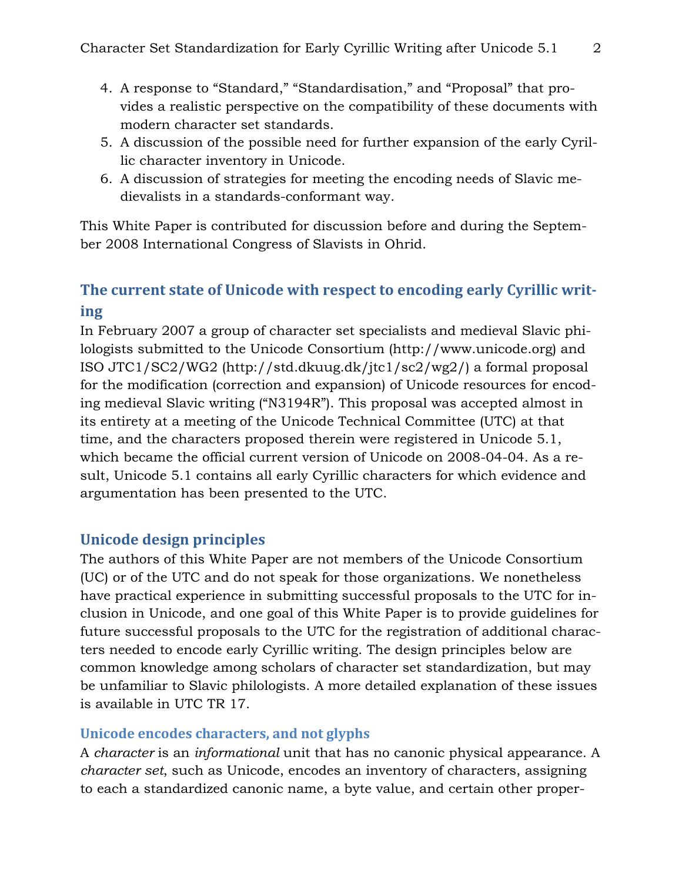4. A response to "Standard," "Standardisation," and "Proposal" that provides a realistic perspective on the compatibility of these documents with modern character set standards.
5. A discussion of the possible need for further expansion of the early Cyrillic character inventory in Unicode.
6. A discussion of strategies for meeting the encoding needs of Slavic medievalists in a standards-conformant way.

This White Paper is contributed for discussion before and during the September 2008 International Congress of Slavists in Ohrid.

## The current state of Unicode with respect to encoding early Cyrillic writing

In February 2007 a group of character set specialists and medieval Slavic philologists submitted to the Unicode Consortium (http://www.unicode.org) and ISO JTC1/SC2/WG2 (http://std.dkuug.dk/jtc1/sc2/wg2/) a formal proposal for the modification (correction and expansion) of Unicode resources for encoding medieval Slavic writing ("N3194R"). This proposal was accepted almost in its entirety at a meeting of the Unicode Technical Committee (UTC) at that time, and the characters proposed therein were registered in Unicode 5.1, which became the official current version of Unicode on 2008-04-04. As a result, Unicode 5.1 contains all early Cyrillic characters for which evidence and argumentation has been presented to the UTC.

## Unicode design principles

The authors of this White Paper are not members of the Unicode Consortium (UC) or of the UTC and do not speak for those organizations. We nonetheless have practical experience in submitting successful proposals to the UTC for inclusion in Unicode, and one goal of this White Paper is to provide guidelines for future successful proposals to the UTC for the registration of additional characters needed to encode early Cyrillic writing. The design principles below are common knowledge among scholars of character set standardization, but may be unfamiliar to Slavic philologists. A more detailed explanation of these issues is available in UTC TR 17.

### Unicode encodes characters, and not glyphs

A *character* is an *informational* unit that has no canonic physical appearance. A *character set*, such as Unicode, encodes an inventory of characters, assigning to each a standardized canonic name, a byte value, and certain other proper-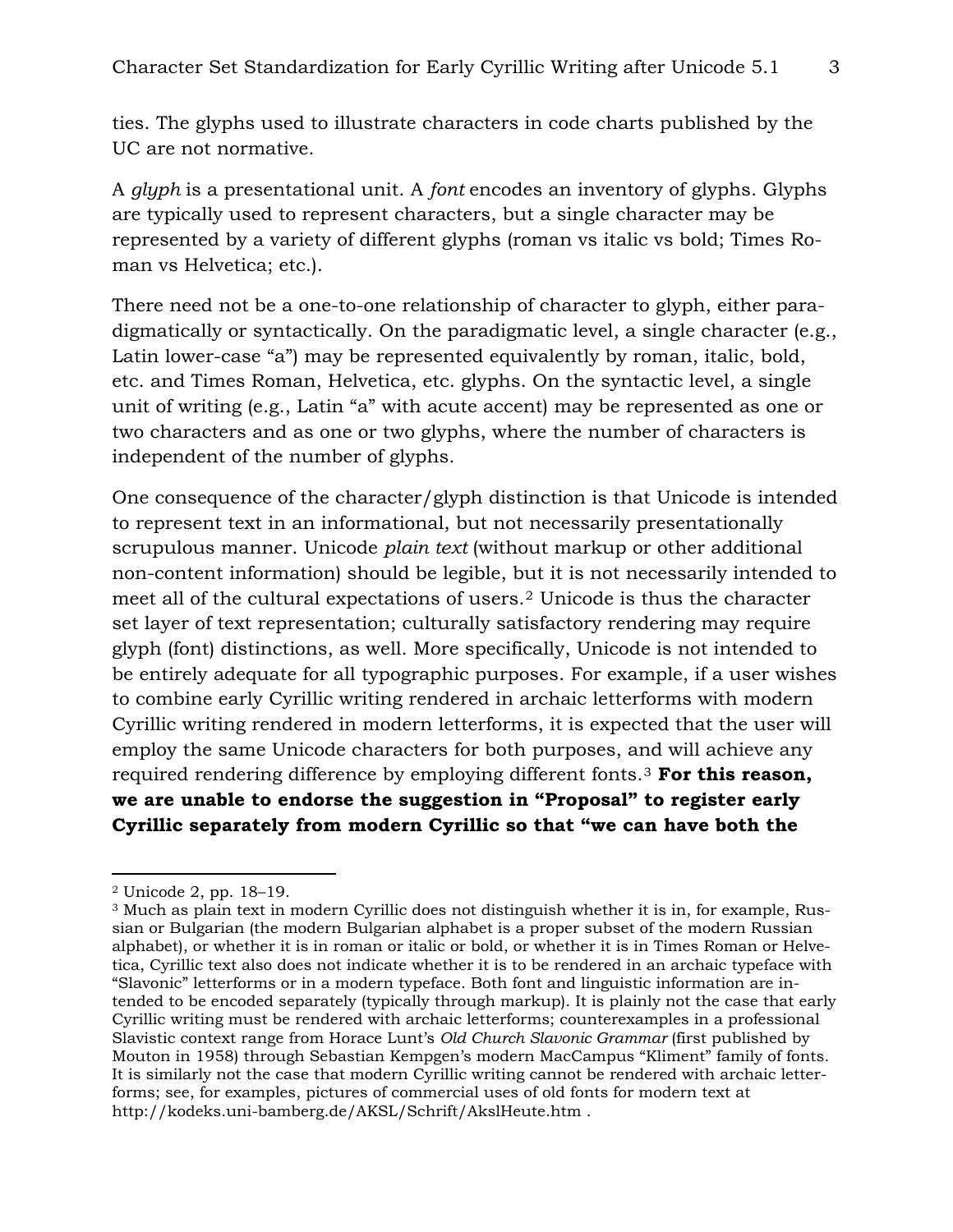ties. The glyphs used to illustrate characters in code charts published by the UC are not normative.

A *glyph* is a presentational unit. A *font* encodes an inventory of glyphs. Glyphs are typically used to represent characters, but a single character may be represented by a variety of different glyphs (roman vs italic vs bold; Times Roman vs Helvetica; etc.).

There need not be a one-to-one relationship of character to glyph, either paradigmatically or syntactically. On the paradigmatic level, a single character (e.g., Latin lower-case "a") may be represented equivalently by roman, italic, bold, etc. and Times Roman, Helvetica, etc. glyphs. On the syntactic level, a single unit of writing (e.g., Latin "a" with acute accent) may be represented as one or two characters and as one or two glyphs, where the number of characters is independent of the number of glyphs.

One consequence of the character/glyph distinction is that Unicode is intended to represent text in an informational, but not necessarily presentationally scrupulous manner. Unicode *plain text* (without markup or other additional non-content information) should be legible, but it is not necessarily intended to meet all of the cultural expectations of users.[2] Unicode is thus the character set layer of text representation; culturally satisfactory rendering may require glyph (font) distinctions, as well. More specifically, Unicode is not intended to be entirely adequate for all typographic purposes. For example, if a user wishes to combine early Cyrillic writing rendered in archaic letterforms with modern Cyrillic writing rendered in modern letterforms, it is expected that the user will employ the same Unicode characters for both purposes, and will achieve any required rendering difference by employing different fonts.[3] **For this reason, we are unable to endorse the suggestion in "Proposal" to register early Cyrillic separately from modern Cyrillic so that "we can have both the**

---

[2] Unicode 2, pp. 18–19.

[3] Much as plain text in modern Cyrillic does not distinguish whether it is in, for example, Russian or Bulgarian (the modern Bulgarian alphabet is a proper subset of the modern Russian alphabet), or whether it is in roman or italic or bold, or whether it is in Times Roman or Helvetica, Cyrillic text also does not indicate whether it is to be rendered in an archaic typeface with "Slavonic" letterforms or in a modern typeface. Both font and linguistic information are intended to be encoded separately (typically through markup). It is plainly not the case that early Cyrillic writing must be rendered with archaic letterforms; counterexamples in a professional Slavistic context range from Horace Lunt's *Old Church Slavonic Grammar* (first published by Mouton in 1958) through Sebastian Kempgen's modern MacCampus "Kliment" family of fonts. It is similarly not the case that modern Cyrillic writing cannot be rendered with archaic letterforms; see, for examples, pictures of commercial uses of old fonts for modern text at http://kodeks.uni-bamberg.de/AKSL/Schrift/AkslHeute.htm .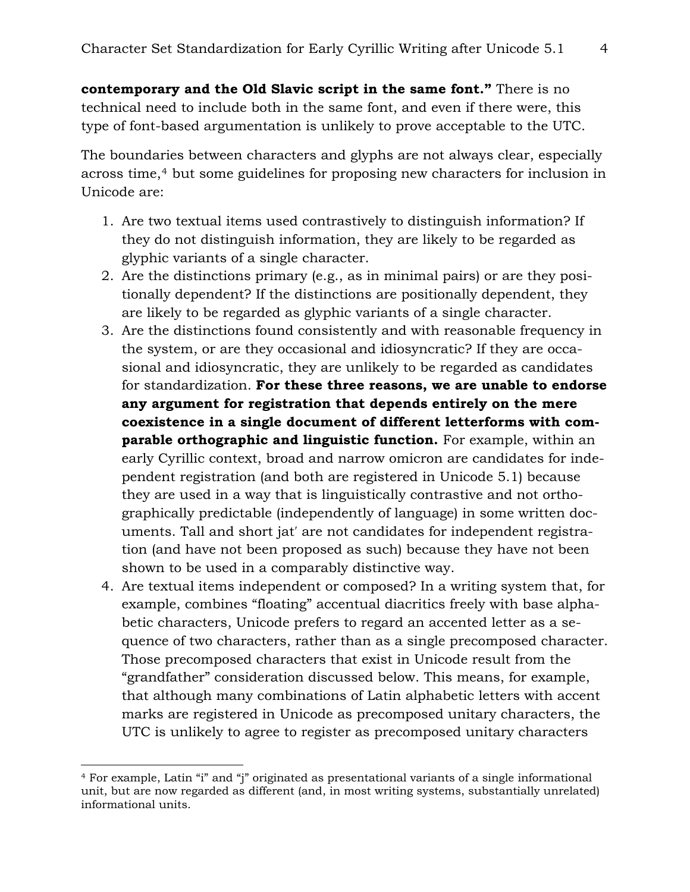**contemporary and the Old Slavic script in the same font.”** There is no technical need to include both in the same font, and even if there were, this type of font-based argumentation is unlikely to prove acceptable to the UTC.

The boundaries between characters and glyphs are not always clear, especially across time,[4] but some guidelines for proposing new characters for inclusion in Unicode are:

1. Are two textual items used contrastively to distinguish information? If they do not distinguish information, they are likely to be regarded as glyphic variants of a single character.
2. Are the distinctions primary (e.g., as in minimal pairs) or are they positionally dependent? If the distinctions are positionally dependent, they are likely to be regarded as glyphic variants of a single character.
3. Are the distinctions found consistently and with reasonable frequency in the system, or are they occasional and idiosyncratic? If they are occasional and idiosyncratic, they are unlikely to be regarded as candidates for standardization. **For these three reasons, we are unable to endorse any argument for registration that depends entirely on the mere coexistence in a single document of different letterforms with comparable orthographic and linguistic function.** For example, within an early Cyrillic context, broad and narrow omicron are candidates for independent registration (and both are registered in Unicode 5.1) because they are used in a way that is linguistically contrastive and not orthographically predictable (independently of language) in some written documents. Tall and short jat′ are not candidates for independent registration (and have not been proposed as such) because they have not been shown to be used in a comparably distinctive way.
4. Are textual items independent or composed? In a writing system that, for example, combines “floating” accentual diacritics freely with base alphabetic characters, Unicode prefers to regard an accented letter as a sequence of two characters, rather than as a single precomposed character. Those precomposed characters that exist in Unicode result from the “grandfather” consideration discussed below. This means, for example, that although many combinations of Latin alphabetic letters with accent marks are registered in Unicode as precomposed unitary characters, the UTC is unlikely to agree to register as precomposed unitary characters

[4] For example, Latin “i” and “j” originated as presentational variants of a single informational unit, but are now regarded as different (and, in most writing systems, substantially unrelated) informational units.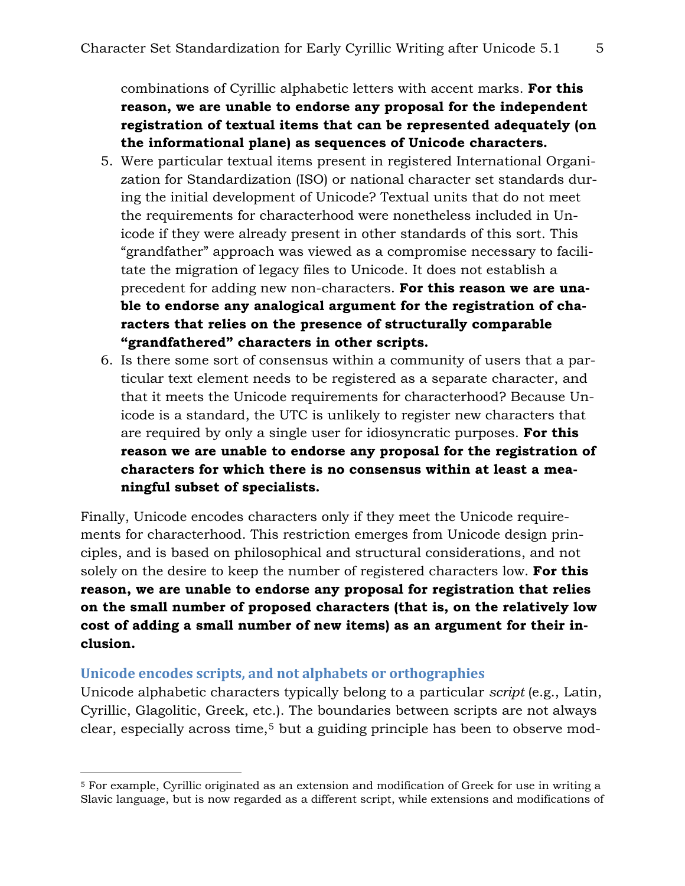combinations of Cyrillic alphabetic letters with accent marks. **For this reason, we are unable to endorse any proposal for the independent registration of textual items that can be represented adequately (on the informational plane) as sequences of Unicode characters.**

5. Were particular textual items present in registered International Organization for Standardization (ISO) or national character set standards during the initial development of Unicode? Textual units that do not meet the requirements for characterhood were nonetheless included in Unicode if they were already present in other standards of this sort. This "grandfather" approach was viewed as a compromise necessary to facilitate the migration of legacy files to Unicode. It does not establish a precedent for adding new non-characters. **For this reason we are unable to endorse any analogical argument for the registration of characters that relies on the presence of structurally comparable "grandfathered" characters in other scripts.**
6. Is there some sort of consensus within a community of users that a particular text element needs to be registered as a separate character, and that it meets the Unicode requirements for characterhood? Because Unicode is a standard, the UTC is unlikely to register new characters that are required by only a single user for idiosyncratic purposes. **For this reason we are unable to endorse any proposal for the registration of characters for which there is no consensus within at least a meaningful subset of specialists.**

Finally, Unicode encodes characters only if they meet the Unicode requirements for characterhood. This restriction emerges from Unicode design principles, and is based on philosophical and structural considerations, and not solely on the desire to keep the number of registered characters low. **For this reason, we are unable to endorse any proposal for registration that relies on the small number of proposed characters (that is, on the relatively low cost of adding a small number of new items) as an argument for their inclusion.**

## Unicode encodes scripts, and not alphabets or orthographies

Unicode alphabetic characters typically belong to a particular *script* (e.g., Latin, Cyrillic, Glagolitic, Greek, etc.). The boundaries between scripts are not always clear, especially across time,[5] but a guiding principle has been to observe mod-

[5] For example, Cyrillic originated as an extension and modification of Greek for use in writing a Slavic language, but is now regarded as a different script, while extensions and modifications of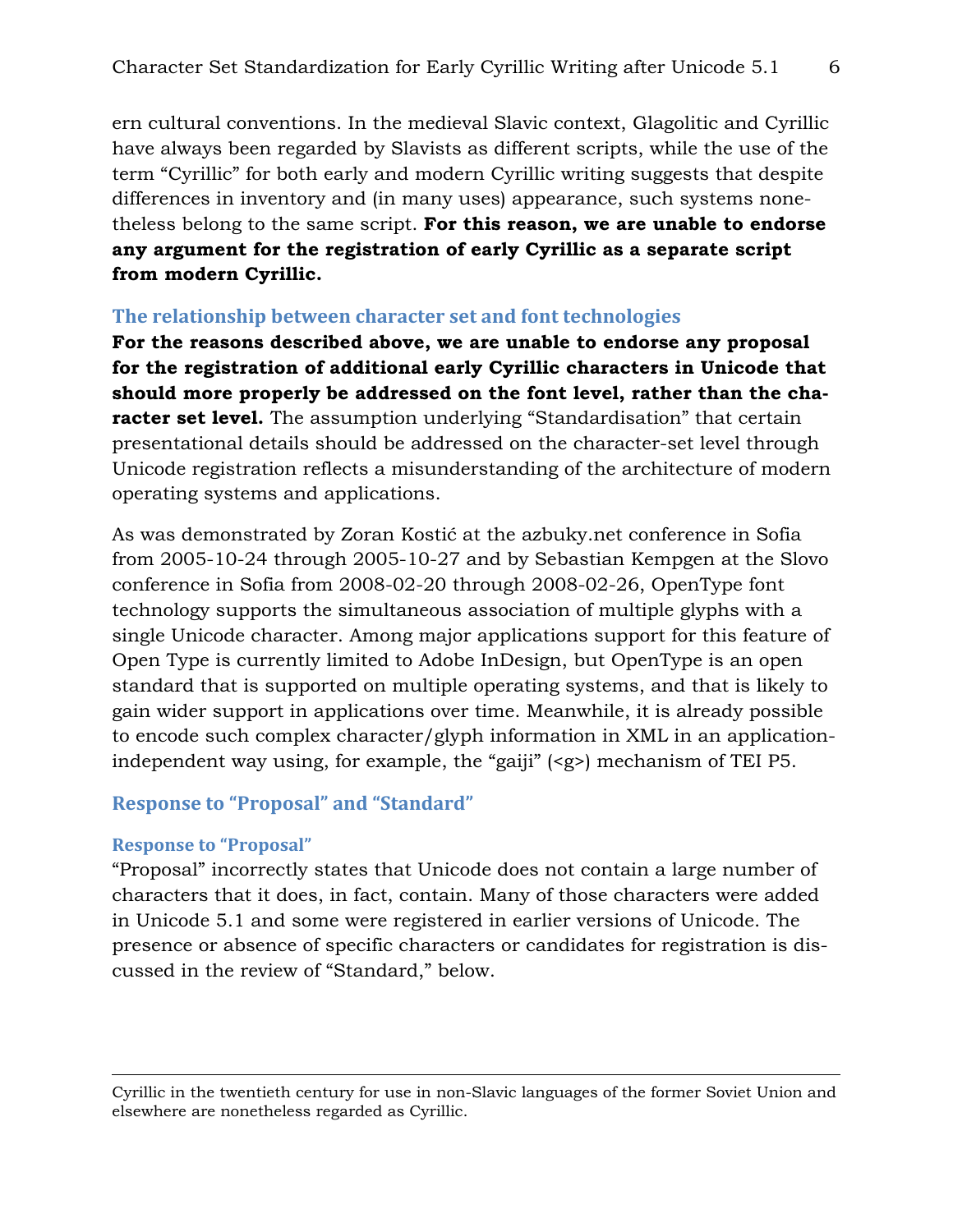ern cultural conventions. In the medieval Slavic context, Glagolitic and Cyrillic have always been regarded by Slavists as different scripts, while the use of the term "Cyrillic" for both early and modern Cyrillic writing suggests that despite differences in inventory and (in many uses) appearance, such systems nonetheless belong to the same script. **For this reason, we are unable to endorse any argument for the registration of early Cyrillic as a separate script from modern Cyrillic.**

### The relationship between character set and font technologies

**For the reasons described above, we are unable to endorse any proposal for the registration of additional early Cyrillic characters in Unicode that should more properly be addressed on the font level, rather than the character set level.** The assumption underlying "Standardisation" that certain presentational details should be addressed on the character-set level through Unicode registration reflects a misunderstanding of the architecture of modern operating systems and applications.

As was demonstrated by Zoran Kostić at the azbuky.net conference in Sofia from 2005-10-24 through 2005-10-27 and by Sebastian Kempgen at the Slovo conference in Sofia from 2008-02-20 through 2008-02-26, OpenType font technology supports the simultaneous association of multiple glyphs with a single Unicode character. Among major applications support for this feature of Open Type is currently limited to Adobe InDesign, but OpenType is an open standard that is supported on multiple operating systems, and that is likely to gain wider support in applications over time. Meanwhile, it is already possible to encode such complex character/glyph information in XML in an application-independent way using, for example, the "gaiji" (<g>) mechanism of TEI P5.

## Response to "Proposal" and "Standard"

### Response to "Proposal"

"Proposal" incorrectly states that Unicode does not contain a large number of characters that it does, in fact, contain. Many of those characters were added in Unicode 5.1 and some were registered in earlier versions of Unicode. The presence or absence of specific characters or candidates for registration is discussed in the review of "Standard," below.

---

Cyrillic in the twentieth century for use in non-Slavic languages of the former Soviet Union and elsewhere are nonetheless regarded as Cyrillic.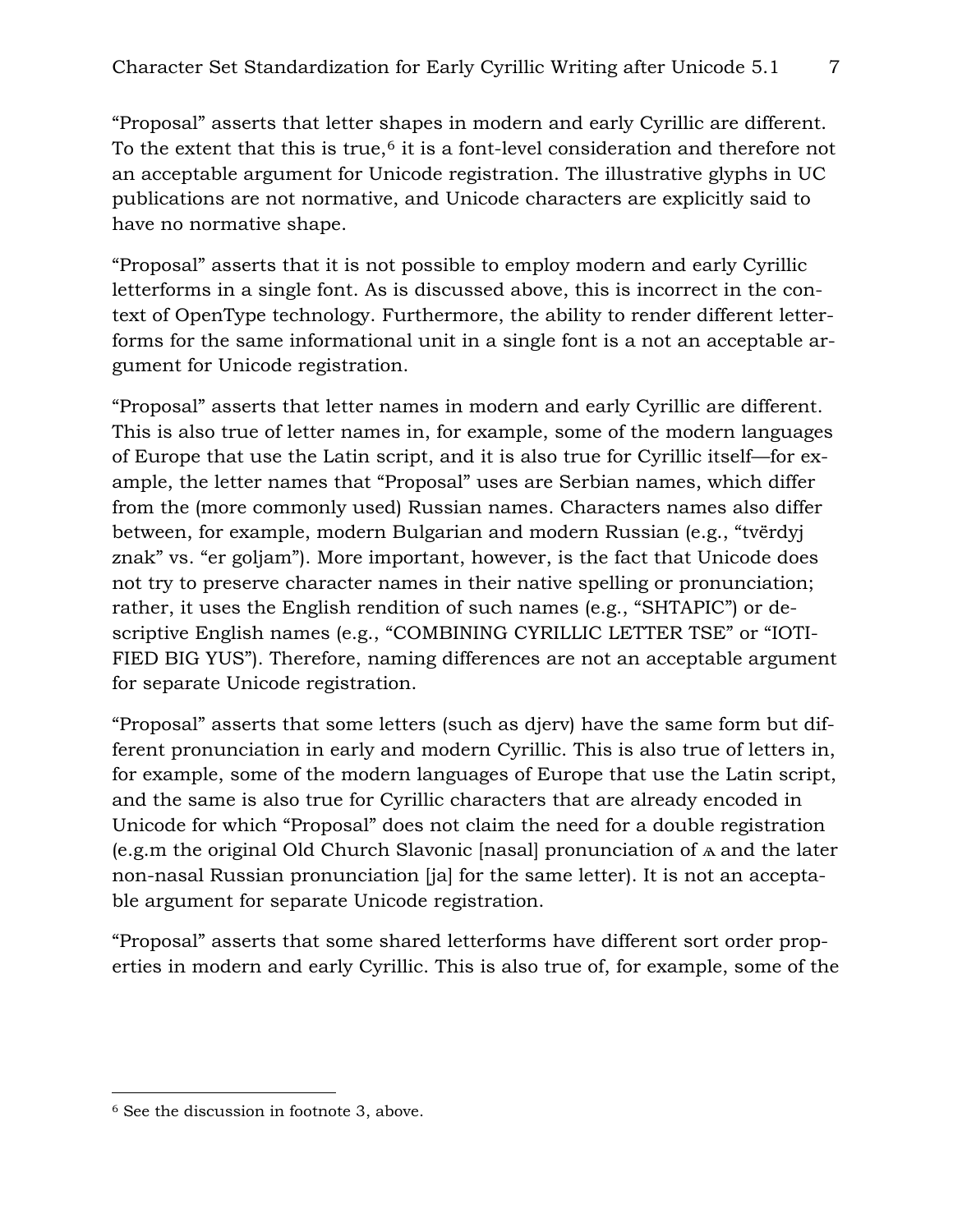"Proposal" asserts that letter shapes in modern and early Cyrillic are different. To the extent that this is true,[6] it is a font-level consideration and therefore not an acceptable argument for Unicode registration. The illustrative glyphs in UC publications are not normative, and Unicode characters are explicitly said to have no normative shape.

"Proposal" asserts that it is not possible to employ modern and early Cyrillic letterforms in a single font. As is discussed above, this is incorrect in the context of OpenType technology. Furthermore, the ability to render different letterforms for the same informational unit in a single font is a not an acceptable argument for Unicode registration.

"Proposal" asserts that letter names in modern and early Cyrillic are different. This is also true of letter names in, for example, some of the modern languages of Europe that use the Latin script, and it is also true for Cyrillic itself—for example, the letter names that "Proposal" uses are Serbian names, which differ from the (more commonly used) Russian names. Characters names also differ between, for example, modern Bulgarian and modern Russian (e.g., "tvërdyj znak" vs. "er goljam"). More important, however, is the fact that Unicode does not try to preserve character names in their native spelling or pronunciation; rather, it uses the English rendition of such names (e.g., "SHTAPIC") or descriptive English names (e.g., "COMBINING CYRILLIC LETTER TSE" or "IOTIFIED BIG YUS"). Therefore, naming differences are not an acceptable argument for separate Unicode registration.

"Proposal" asserts that some letters (such as djerv) have the same form but different pronunciation in early and modern Cyrillic. This is also true of letters in, for example, some of the modern languages of Europe that use the Latin script, and the same is also true for Cyrillic characters that are already encoded in Unicode for which "Proposal" does not claim the need for a double registration (e.g.m the original Old Church Slavonic [nasal] pronunciation of ѧ and the later non-nasal Russian pronunciation [ja] for the same letter). It is not an acceptable argument for separate Unicode registration.

"Proposal" asserts that some shared letterforms have different sort order properties in modern and early Cyrillic. This is also true of, for example, some of the

[6] See the discussion in footnote 3, above.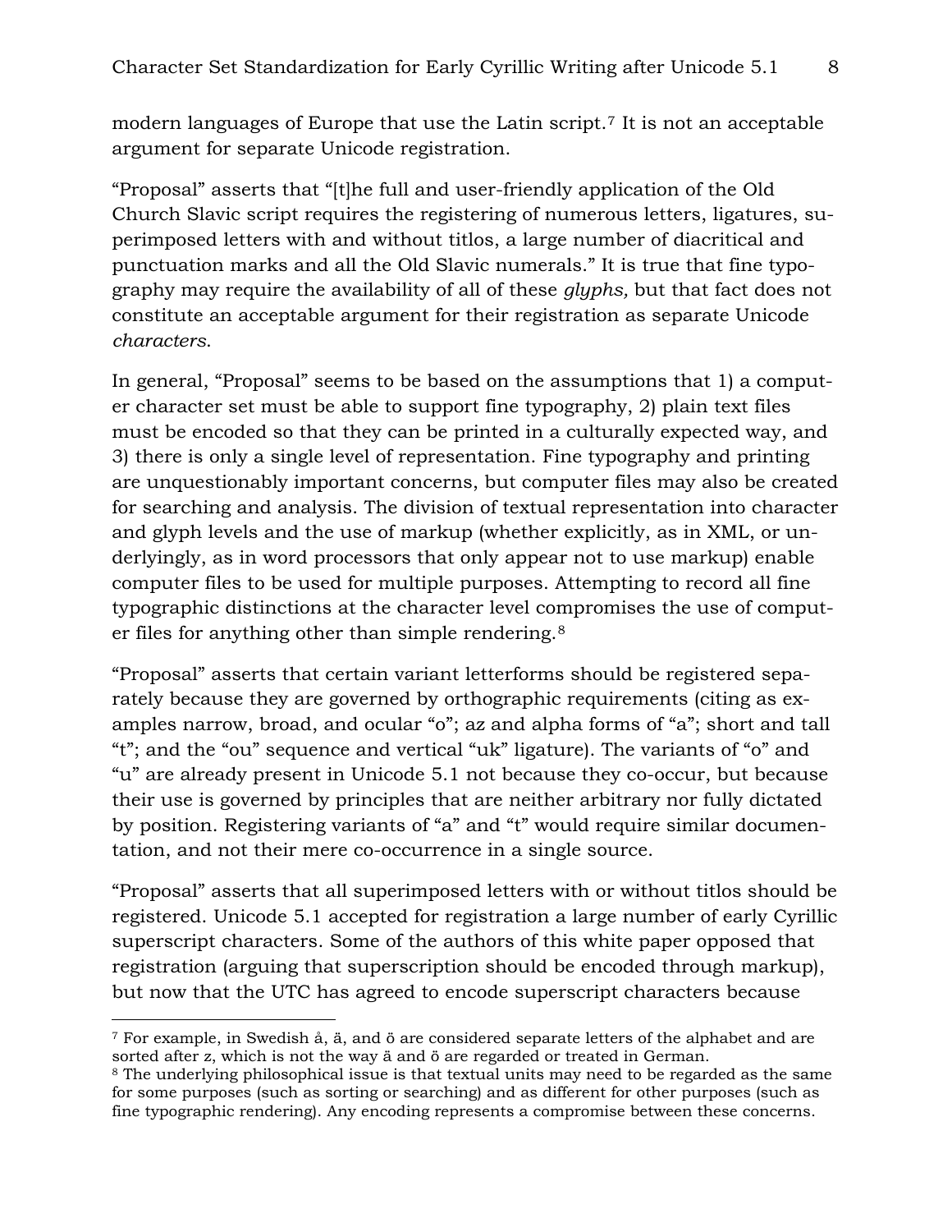modern languages of Europe that use the Latin script.[7] It is not an acceptable argument for separate Unicode registration.

"Proposal" asserts that "[t]he full and user-friendly application of the Old Church Slavic script requires the registering of numerous letters, ligatures, superimposed letters with and without titlos, a large number of diacritical and punctuation marks and all the Old Slavic numerals." It is true that fine typography may require the availability of all of these *glyphs,* but that fact does not constitute an acceptable argument for their registration as separate Unicode *characters*.

In general, "Proposal" seems to be based on the assumptions that 1) a computer character set must be able to support fine typography, 2) plain text files must be encoded so that they can be printed in a culturally expected way, and 3) there is only a single level of representation. Fine typography and printing are unquestionably important concerns, but computer files may also be created for searching and analysis. The division of textual representation into character and glyph levels and the use of markup (whether explicitly, as in XML, or underlyingly, as in word processors that only appear not to use markup) enable computer files to be used for multiple purposes. Attempting to record all fine typographic distinctions at the character level compromises the use of computer files for anything other than simple rendering.[8]

"Proposal" asserts that certain variant letterforms should be registered separately because they are governed by orthographic requirements (citing as examples narrow, broad, and ocular "o"; az and alpha forms of "a"; short and tall "t"; and the "ou" sequence and vertical "uk" ligature). The variants of "o" and "u" are already present in Unicode 5.1 not because they co-occur, but because their use is governed by principles that are neither arbitrary nor fully dictated by position. Registering variants of "a" and "t" would require similar documentation, and not their mere co-occurrence in a single source.

"Proposal" asserts that all superimposed letters with or without titlos should be registered. Unicode 5.1 accepted for registration a large number of early Cyrillic superscript characters. Some of the authors of this white paper opposed that registration (arguing that superscription should be encoded through markup), but now that the UTC has agreed to encode superscript characters because

---

[7] For example, in Swedish å, ä, and ö are considered separate letters of the alphabet and are sorted after z, which is not the way ä and ö are regarded or treated in German.

[8] The underlying philosophical issue is that textual units may need to be regarded as the same for some purposes (such as sorting or searching) and as different for other purposes (such as fine typographic rendering). Any encoding represents a compromise between these concerns.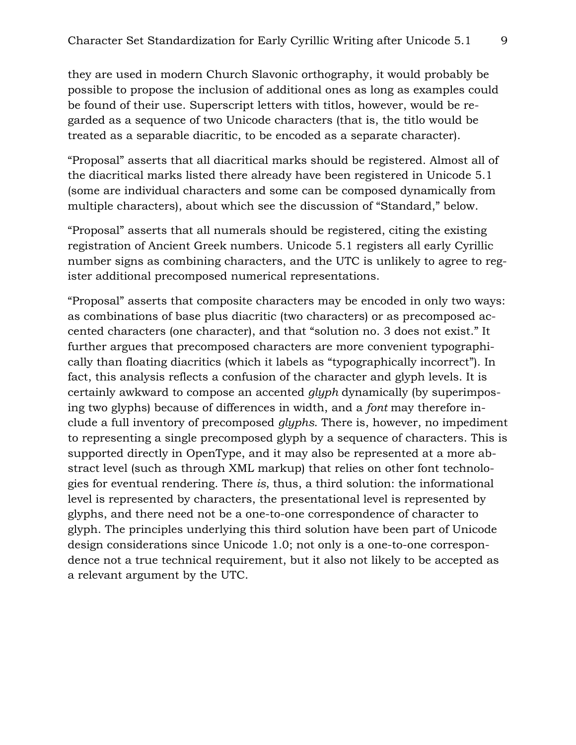they are used in modern Church Slavonic orthography, it would probably be possible to propose the inclusion of additional ones as long as examples could be found of their use. Superscript letters with titlos, however, would be regarded as a sequence of two Unicode characters (that is, the titlo would be treated as a separable diacritic, to be encoded as a separate character).

"Proposal" asserts that all diacritical marks should be registered. Almost all of the diacritical marks listed there already have been registered in Unicode 5.1 (some are individual characters and some can be composed dynamically from multiple characters), about which see the discussion of "Standard," below.

"Proposal" asserts that all numerals should be registered, citing the existing registration of Ancient Greek numbers. Unicode 5.1 registers all early Cyrillic number signs as combining characters, and the UTC is unlikely to agree to register additional precomposed numerical representations.

"Proposal" asserts that composite characters may be encoded in only two ways: as combinations of base plus diacritic (two characters) or as precomposed accented characters (one character), and that "solution no. 3 does not exist." It further argues that precomposed characters are more convenient typographically than floating diacritics (which it labels as "typographically incorrect"). In fact, this analysis reflects a confusion of the character and glyph levels. It is certainly awkward to compose an accented *glyph* dynamically (by superimposing two glyphs) because of differences in width, and a *font* may therefore include a full inventory of precomposed *glyphs*. There is, however, no impediment to representing a single precomposed glyph by a sequence of characters. This is supported directly in OpenType, and it may also be represented at a more abstract level (such as through XML markup) that relies on other font technologies for eventual rendering. There *is*, thus, a third solution: the informational level is represented by characters, the presentational level is represented by glyphs, and there need not be a one-to-one correspondence of character to glyph. The principles underlying this third solution have been part of Unicode design considerations since Unicode 1.0; not only is a one-to-one correspondence not a true technical requirement, but it also not likely to be accepted as a relevant argument by the UTC.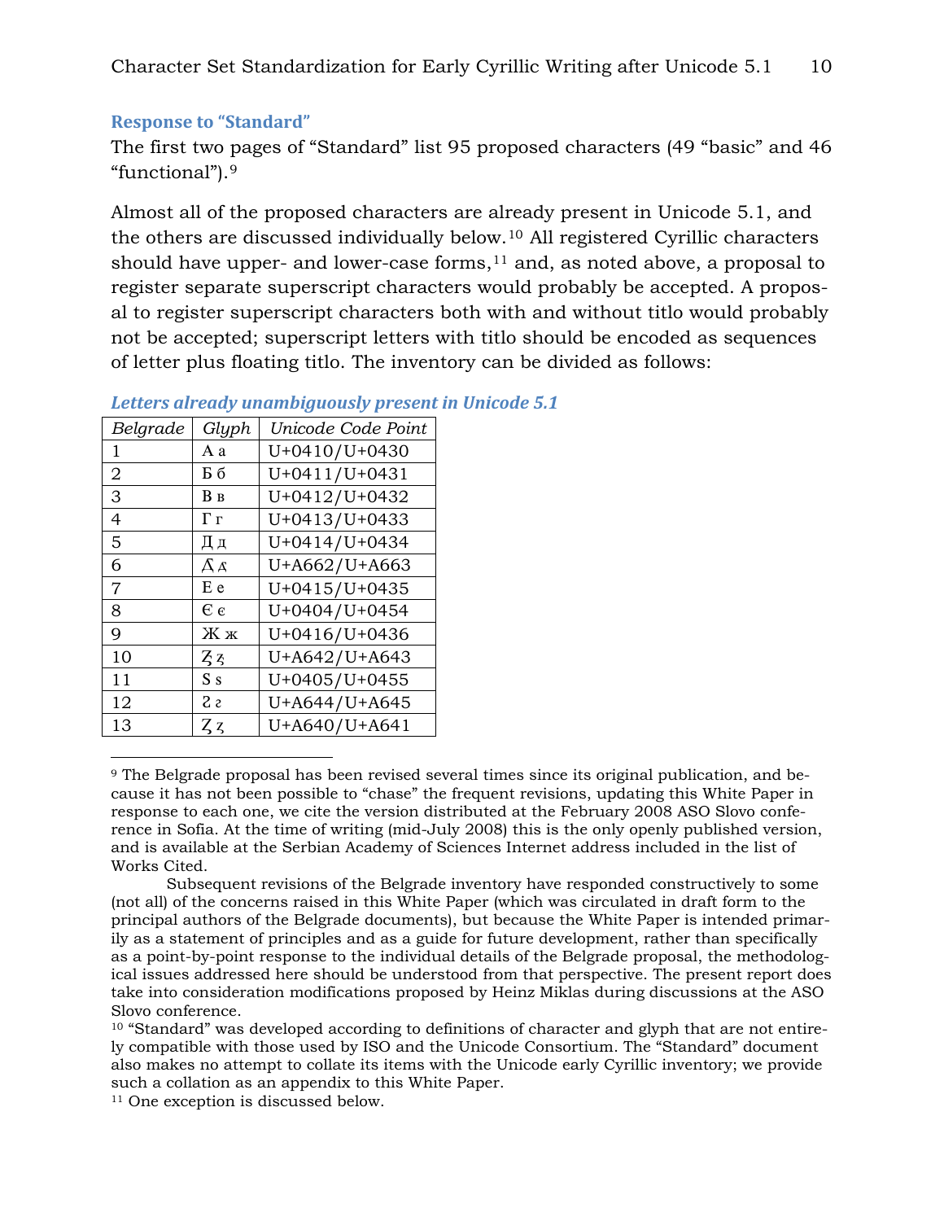### Response to "Standard"

The first two pages of "Standard" list 95 proposed characters (49 "basic" and 46 "functional").[9]

Almost all of the proposed characters are already present in Unicode 5.1, and the others are discussed individually below.[10] All registered Cyrillic characters should have upper- and lower-case forms,[11] and, as noted above, a proposal to register separate superscript characters would probably be accepted. A proposal to register superscript characters both with and without titlo would probably not be accepted; superscript letters with titlo should be encoded as sequences of letter plus floating titlo. The inventory can be divided as follows:

#### *Letters already unambiguously present in Unicode 5.1*

| *Belgrade* | *Glyph* | *Unicode Code Point* |
|---|---|---|
| 1 | А а | U+0410/U+0430 |
| 2 | Б б | U+0411/U+0431 |
| 3 | В в | U+0412/U+0432 |
| 4 | Г г | U+0413/U+0433 |
| 5 | Д д | U+0414/U+0434 |
| 6 | Ꙣ ꙣ | U+A662/U+A663 |
| 7 | Е е | U+0415/U+0435 |
| 8 | Є є | U+0404/U+0454 |
| 9 | Ж ж | U+0416/U+0436 |
| 10 | Ꙃ ꙃ | U+A642/U+A643 |
| 11 | Ѕ ѕ | U+0405/U+0455 |
| 12 | Ꙅ ꙅ | U+A644/U+A645 |
| 13 | Ꙁ ꙁ | U+A640/U+A641 |

[9] The Belgrade proposal has been revised several times since its original publication, and because it has not been possible to "chase" the frequent revisions, updating this White Paper in response to each one, we cite the version distributed at the February 2008 ASO Slovo conference in Sofia. At the time of writing (mid-July 2008) this is the only openly published version, and is available at the Serbian Academy of Sciences Internet address included in the list of Works Cited.

Subsequent revisions of the Belgrade inventory have responded constructively to some (not all) of the concerns raised in this White Paper (which was circulated in draft form to the principal authors of the Belgrade documents), but because the White Paper is intended primarily as a statement of principles and as a guide for future development, rather than specifically as a point-by-point response to the individual details of the Belgrade proposal, the methodological issues addressed here should be understood from that perspective. The present report does take into consideration modifications proposed by Heinz Miklas during discussions at the ASO Slovo conference.

[10] "Standard" was developed according to definitions of character and glyph that are not entirely compatible with those used by ISO and the Unicode Consortium. The "Standard" document also makes no attempt to collate its items with the Unicode early Cyrillic inventory; we provide such a collation as an appendix to this White Paper.

[11] One exception is discussed below.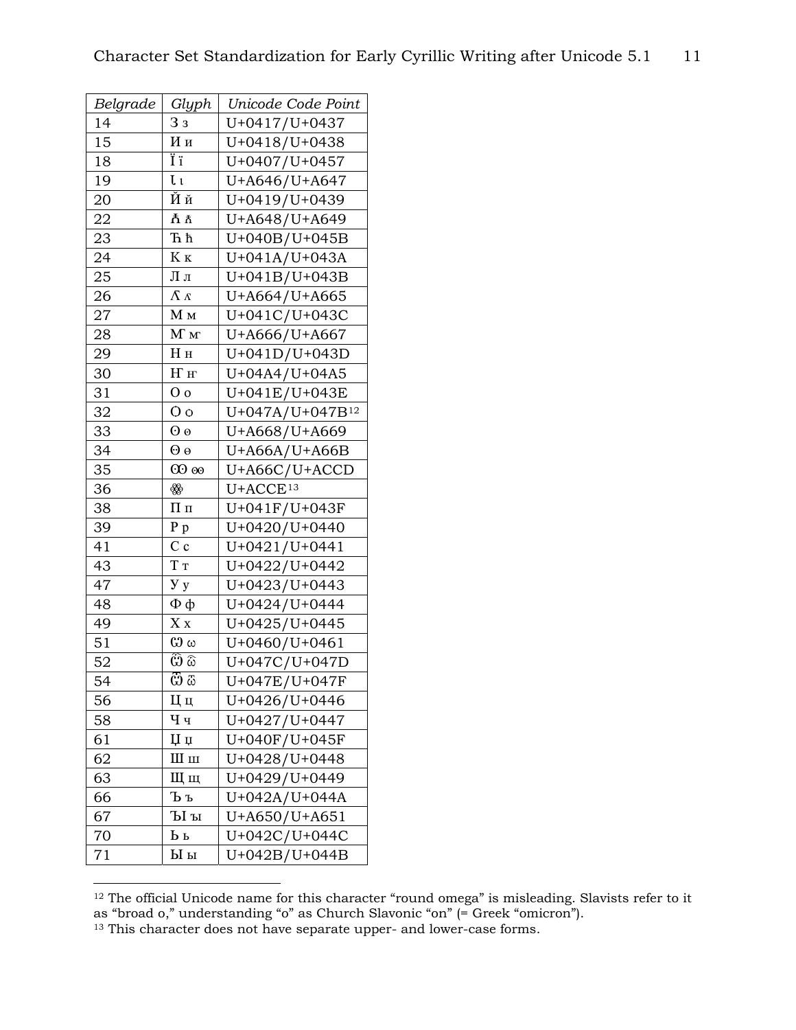| *Belgrade* | *Glyph* | *Unicode Code Point* |
|---|---|---|
| 14 | З з | U+0417/U+0437 |
| 15 | И и | U+0418/U+0438 |
| 18 | Ї ї | U+0407/U+0457 |
| 19 | Ꙇ ꙇ | U+A646/U+A647 |
| 20 | Й й | U+0419/U+0439 |
| 22 | Ꙉ ꙉ | U+A648/U+A649 |
| 23 | Ћ ћ | U+040B/U+045B |
| 24 | К к | U+041A/U+043A |
| 25 | Л л | U+041B/U+043B |
| 26 | Ꙥ ꙥ | U+A664/U+A665 |
| 27 | М м | U+041C/U+043C |
| 28 | Ꙧ ꙧ | U+A666/U+A667 |
| 29 | Н н | U+041D/U+043D |
| 30 | Ҥ ҥ | U+04A4/U+04A5 |
| 31 | О о | U+041E/U+043E |
| 32 | Ѻ ѻ | U+047A/U+047B[12] |
| 33 | Ꙩ ꙩ | U+A668/U+A669 |
| 34 | Ꙫ ꙫ | U+A66A/U+A66B |
| 35 | Ꙭ ꙭ | U+A66C/U+ACCD |
| 36 | ꙮ | U+ACCE[13] |
| 38 | П п | U+041F/U+043F |
| 39 | Р р | U+0420/U+0440 |
| 41 | С с | U+0421/U+0441 |
| 43 | Т т | U+0422/U+0442 |
| 47 | У у | U+0423/U+0443 |
| 48 | Ф ф | U+0424/U+0444 |
| 49 | Х х | U+0425/U+0445 |
| 51 | Ѡ ѡ | U+0460/U+0461 |
| 52 | Ѽ ѽ | U+047C/U+047D |
| 54 | Ѿ ѿ | U+047E/U+047F |
| 56 | Ц ц | U+0426/U+0446 |
| 58 | Ч ч | U+0427/U+0447 |
| 61 | Џ џ | U+040F/U+045F |
| 62 | Ш ш | U+0428/U+0448 |
| 63 | Щ щ | U+0429/U+0449 |
| 66 | Ъ ъ | U+042A/U+044A |
| 67 | Ꙑ ꙑ | U+A650/U+A651 |
| 70 | Ь ь | U+042C/U+044C |
| 71 | Ы ы | U+042B/U+044B |

[12] The official Unicode name for this character "round omega" is misleading. Slavists refer to it as "broad o," understanding "o" as Church Slavonic "on" (= Greek "omicron").

[13] This character does not have separate upper- and lower-case forms.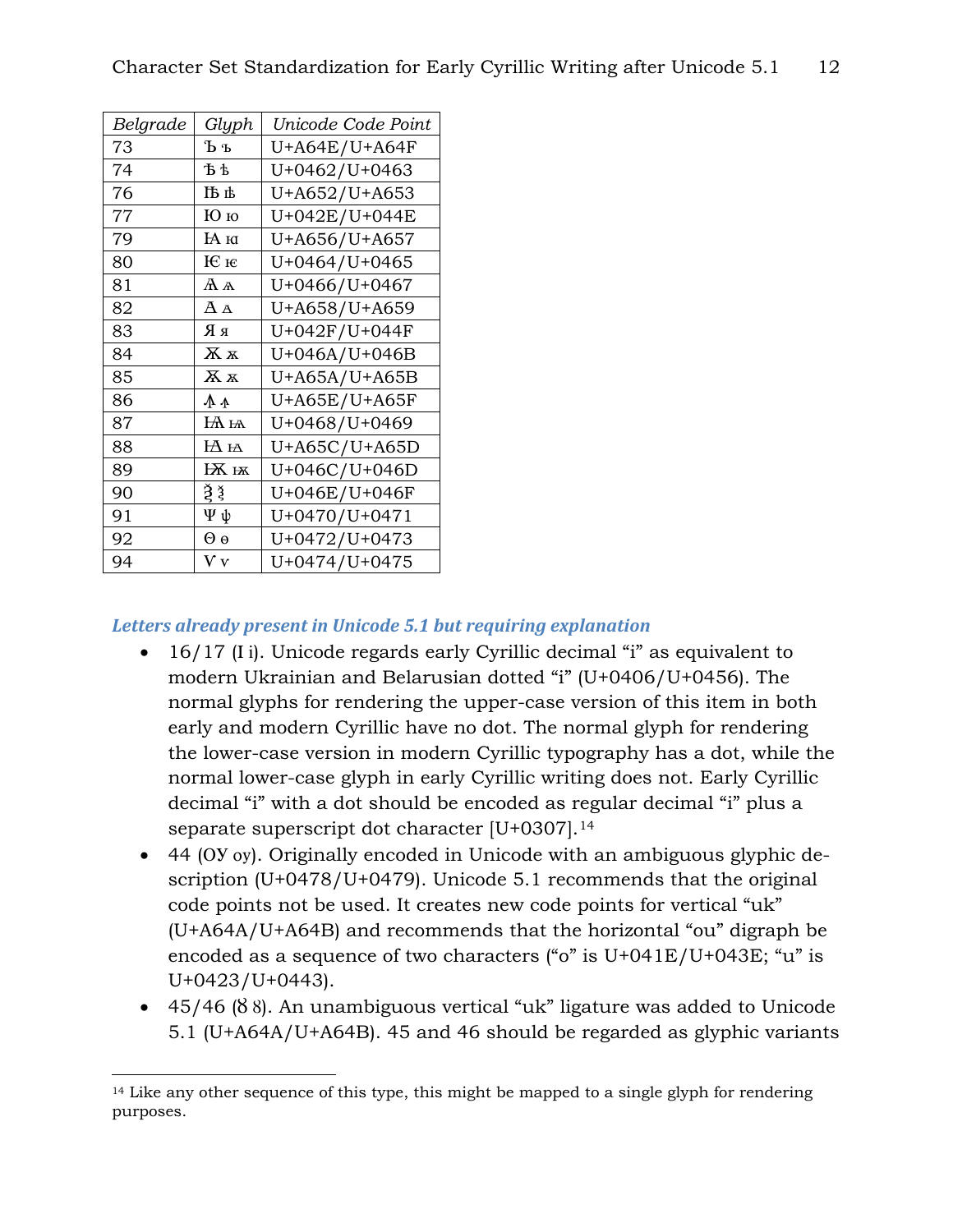| *Belgrade* | *Glyph* | *Unicode Code Point* |
|---|---|---|
| 73 | Ꙏ ꙏ | U+A64E/U+A64F |
| 74 | Ѣ ѣ | U+0462/U+0463 |
| 76 | Ꙓ ꙓ | U+A652/U+A653 |
| 77 | Ю ю | U+042E/U+044E |
| 79 | Ꙗ ꙗ | U+A656/U+A657 |
| 80 | Ѥ ѥ | U+0464/U+0465 |
| 81 | Ѧ ѧ | U+0466/U+0467 |
| 82 | Ꙙ ꙙ | U+A658/U+A659 |
| 83 | Я я | U+042F/U+044F |
| 84 | Ѫ ѫ | U+046A/U+046B |
| 85 | Ꙛ ꙛ | U+A65A/U+A65B |
| 86 | Ꙟ ꙟ | U+A65E/U+A65F |
| 87 | Ѩ ѩ | U+0468/U+0469 |
| 88 | Ꙝ ꙝ | U+A65C/U+A65D |
| 89 | Ѭ ѭ | U+046C/U+046D |
| 90 | Ѯ ѯ | U+046E/U+046F |
| 91 | Ѱ ѱ | U+0470/U+0471 |
| 92 | Ѳ ѳ | U+0472/U+0473 |
| 94 | Ѵ ѵ | U+0474/U+0475 |

### *Letters already present in Unicode 5.1 but requiring explanation*

- 16/17 (І і). Unicode regards early Cyrillic decimal "i" as equivalent to modern Ukrainian and Belarusian dotted "i" (U+0406/U+0456). The normal glyphs for rendering the upper-case version of this item in both early and modern Cyrillic have no dot. The normal glyph for rendering the lower-case version in modern Cyrillic typography has a dot, while the normal lower-case glyph in early Cyrillic writing does not. Early Cyrillic decimal "i" with a dot should be encoded as regular decimal "i" plus a separate superscript dot character [U+0307].[14]
- 44 (ОУ оу). Originally encoded in Unicode with an ambiguous glyphic description (U+0478/U+0479). Unicode 5.1 recommends that the original code points not be used. It creates new code points for vertical "uk" (U+A64A/U+A64B) and recommends that the horizontal "ou" digraph be encoded as a sequence of two characters ("o" is U+041E/U+043E; "u" is U+0423/U+0443).
- 45/46 (Ꙋ ꙋ). An unambiguous vertical "uk" ligature was added to Unicode 5.1 (U+A64A/U+A64B). 45 and 46 should be regarded as glyphic variants

[14] Like any other sequence of this type, this might be mapped to a single glyph for rendering purposes.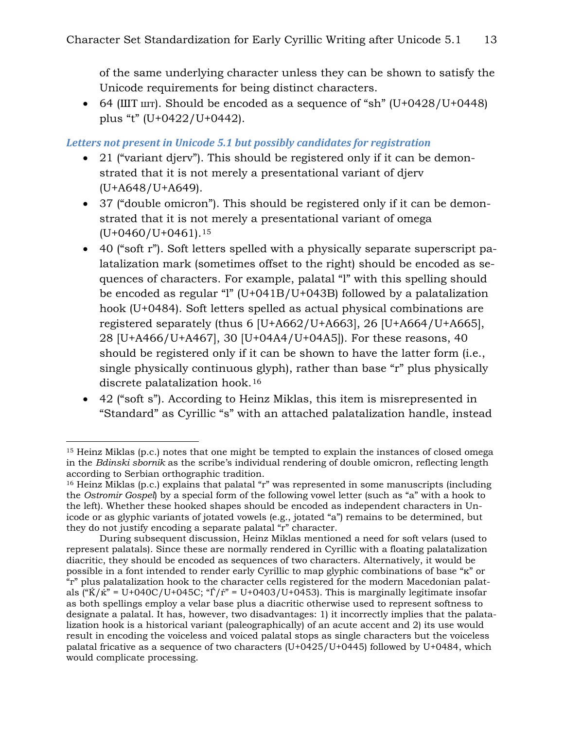of the same underlying character unless they can be shown to satisfy the Unicode requirements for being distinct characters.

- 64 (ШТ шт). Should be encoded as a sequence of “sh” (U+0428/U+0448) plus “t” (U+0422/U+0442).

***Letters not present in Unicode 5.1 but possibly candidates for registration***

- 21 (“variant djerv”). This should be registered only if it can be demonstrated that it is not merely a presentational variant of djerv (U+A648/U+A649).
- 37 (“double omicron”). This should be registered only if it can be demonstrated that it is not merely a presentational variant of omega (U+0460/U+0461).[15]
- 40 (“soft r”). Soft letters spelled with a physically separate superscript palatalization mark (sometimes offset to the right) should be encoded as sequences of characters. For example, palatal “l” with this spelling should be encoded as regular “l” (U+041B/U+043B) followed by a palatalization hook (U+0484). Soft letters spelled as actual physical combinations are registered separately (thus 6 [U+A662/U+A663], 26 [U+A664/U+A665], 28 [U+A466/U+A467], 30 [U+04A4/U+04A5]). For these reasons, 40 should be registered only if it can be shown to have the latter form (i.e., single physically continuous glyph), rather than base “r” plus physically discrete palatalization hook.[16]
- 42 (“soft s”). According to Heinz Miklas, this item is misrepresented in “Standard” as Cyrillic “s” with an attached palatalization handle, instead

---

[15] Heinz Miklas (p.c.) notes that one might be tempted to explain the instances of closed omega in the *Bdinski sbornik* as the scribe’s individual rendering of double omicron, reflecting length according to Serbian orthographic tradition.

[16] Heinz Miklas (p.c.) explains that palatal “r” was represented in some manuscripts (including the *Ostromir Gospel*) by a special form of the following vowel letter (such as “a” with a hook to the left). Whether these hooked shapes should be encoded as independent characters in Unicode or as glyphic variants of jotated vowels (e.g., jotated “a”) remains to be determined, but they do not justify encoding a separate palatal “r” character.

During subsequent discussion, Heinz Miklas mentioned a need for soft velars (used to represent palatals). Since these are normally rendered in Cyrillic with a floating palatalization diacritic, they should be encoded as sequences of two characters. Alternatively, it would be possible in a font intended to render early Cyrillic to map glyphic combinations of base “к” or “г” plus palatalization hook to the character cells registered for the modern Macedonian palatals (“Ќ/ќ” = U+040C/U+045C; “Ѓ/ѓ” = U+0403/U+0453). This is marginally legitimate insofar as both spellings employ a velar base plus a diacritic otherwise used to represent softness to designate a palatal. It has, however, two disadvantages: 1) it incorrectly implies that the palatalization hook is a historical variant (paleographically) of an acute accent and 2) its use would result in encoding the voiceless and voiced palatal stops as single characters but the voiceless palatal fricative as a sequence of two characters (U+0425/U+0445) followed by U+0484, which would complicate processing.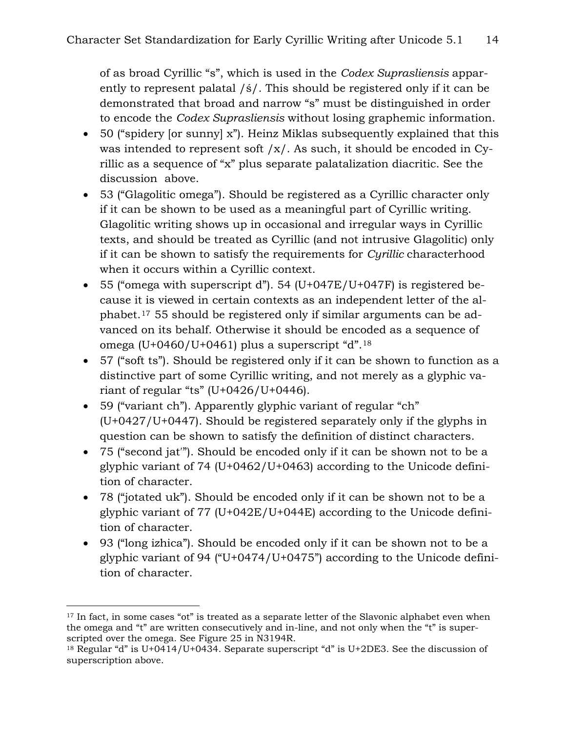of as broad Cyrillic "s", which is used in the *Codex Suprasliensis* apparently to represent palatal /ś/. This should be registered only if it can be demonstrated that broad and narrow "s" must be distinguished in order to encode the *Codex Suprasliensis* without losing graphemic information.

- 50 ("spidery [or sunny] x"). Heinz Miklas subsequently explained that this was intended to represent soft /x/. As such, it should be encoded in Cyrillic as a sequence of "x" plus separate palatalization diacritic. See the discussion above.
- 53 ("Glagolitic omega"). Should be registered as a Cyrillic character only if it can be shown to be used as a meaningful part of Cyrillic writing. Glagolitic writing shows up in occasional and irregular ways in Cyrillic texts, and should be treated as Cyrillic (and not intrusive Glagolitic) only if it can be shown to satisfy the requirements for *Cyrillic* characterhood when it occurs within a Cyrillic context.
- 55 ("omega with superscript d"). 54 (U+047E/U+047F) is registered because it is viewed in certain contexts as an independent letter of the alphabet.[17] 55 should be registered only if similar arguments can be advanced on its behalf. Otherwise it should be encoded as a sequence of omega (U+0460/U+0461) plus a superscript "d".[18]
- 57 ("soft ts"). Should be registered only if it can be shown to function as a distinctive part of some Cyrillic writing, and not merely as a glyphic variant of regular "ts" (U+0426/U+0446).
- 59 ("variant ch"). Apparently glyphic variant of regular "ch" (U+0427/U+0447). Should be registered separately only if the glyphs in question can be shown to satisfy the definition of distinct characters.
- 75 ("second jat′"). Should be encoded only if it can be shown not to be a glyphic variant of 74 (U+0462/U+0463) according to the Unicode definition of character.
- 78 ("jotated uk"). Should be encoded only if it can be shown not to be a glyphic variant of 77 (U+042E/U+044E) according to the Unicode definition of character.
- 93 ("long izhica"). Should be encoded only if it can be shown not to be a glyphic variant of 94 ("U+0474/U+0475") according to the Unicode definition of character.

---

[17] In fact, in some cases "ot" is treated as a separate letter of the Slavonic alphabet even when the omega and "t" are written consecutively and in-line, and not only when the "t" is superscripted over the omega. See Figure 25 in N3194R.

[18] Regular "d" is U+0414/U+0434. Separate superscript "d" is U+2DE3. See the discussion of superscription above.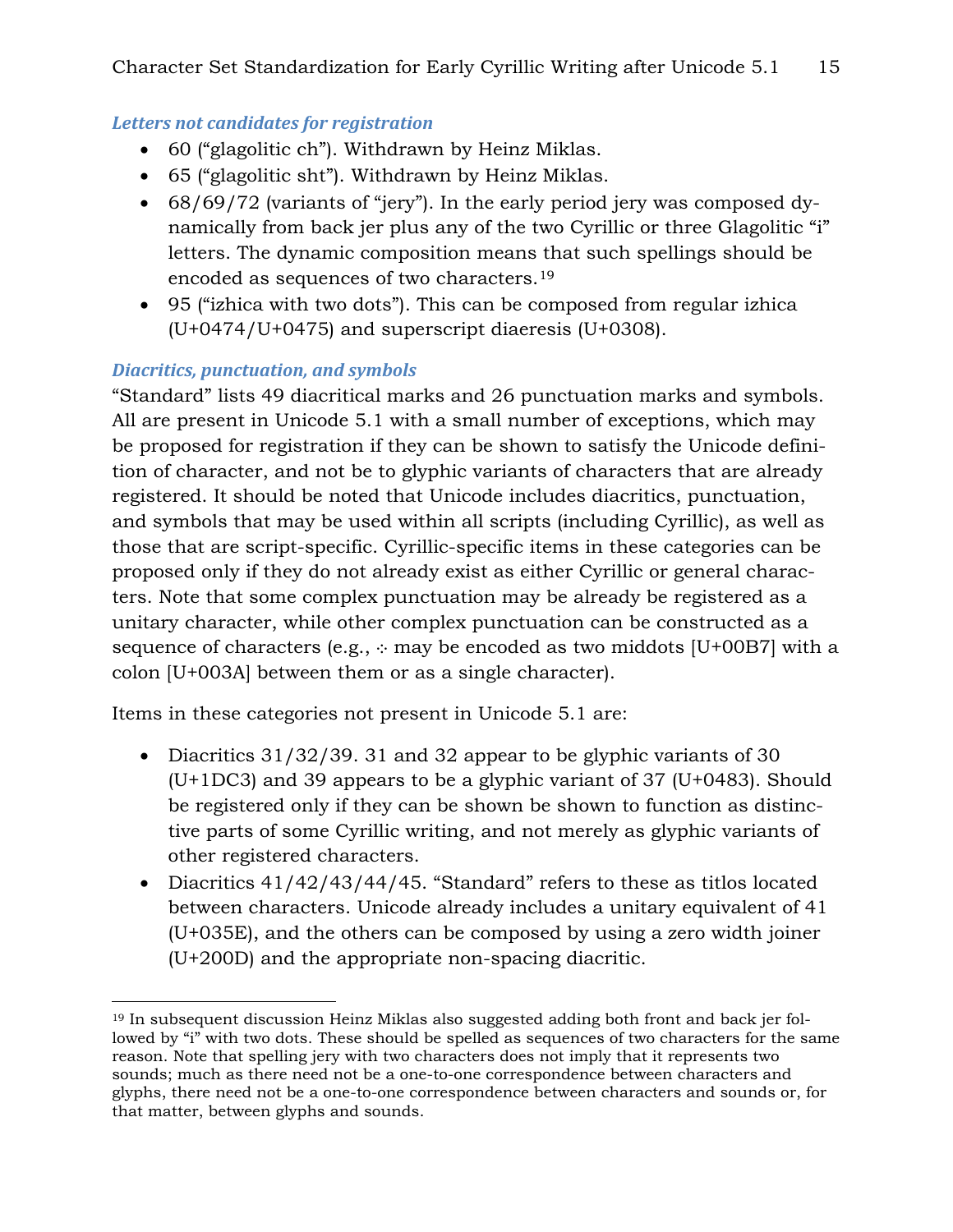### *Letters not candidates for registration*

- 60 (“glagolitic ch”). Withdrawn by Heinz Miklas.
- 65 (“glagolitic sht”). Withdrawn by Heinz Miklas.
- 68/69/72 (variants of “jery”). In the early period jery was composed dynamically from back jer plus any of the two Cyrillic or three Glagolitic “i” letters. The dynamic composition means that such spellings should be encoded as sequences of two characters.[19]
- 95 (“izhica with two dots”). This can be composed from regular izhica (U+0474/U+0475) and superscript diaeresis (U+0308).

### *Diacritics, punctuation, and symbols*

“Standard” lists 49 diacritical marks and 26 punctuation marks and symbols. All are present in Unicode 5.1 with a small number of exceptions, which may be proposed for registration if they can be shown to satisfy the Unicode definition of character, and not be to glyphic variants of characters that are already registered. It should be noted that Unicode includes diacritics, punctuation, and symbols that may be used within all scripts (including Cyrillic), as well as those that are script-specific. Cyrillic-specific items in these categories can be proposed only if they do not already exist as either Cyrillic or general characters. Note that some complex punctuation may be already be registered as a unitary character, while other complex punctuation can be constructed as a sequence of characters (e.g., ⁛ may be encoded as two middots [U+00B7] with a colon [U+003A] between them or as a single character).

Items in these categories not present in Unicode 5.1 are:

- Diacritics 31/32/39. 31 and 32 appear to be glyphic variants of 30 (U+1DC3) and 39 appears to be a glyphic variant of 37 (U+0483). Should be registered only if they can be shown be shown to function as distinctive parts of some Cyrillic writing, and not merely as glyphic variants of other registered characters.
- Diacritics 41/42/43/44/45. “Standard” refers to these as titlos located between characters. Unicode already includes a unitary equivalent of 41 (U+035E), and the others can be composed by using a zero width joiner (U+200D) and the appropriate non-spacing diacritic.

[19] In subsequent discussion Heinz Miklas also suggested adding both front and back jer followed by “i” with two dots. These should be spelled as sequences of two characters for the same reason. Note that spelling jery with two characters does not imply that it represents two sounds; much as there need not be a one-to-one correspondence between characters and glyphs, there need not be a one-to-one correspondence between characters and sounds or, for that matter, between glyphs and sounds.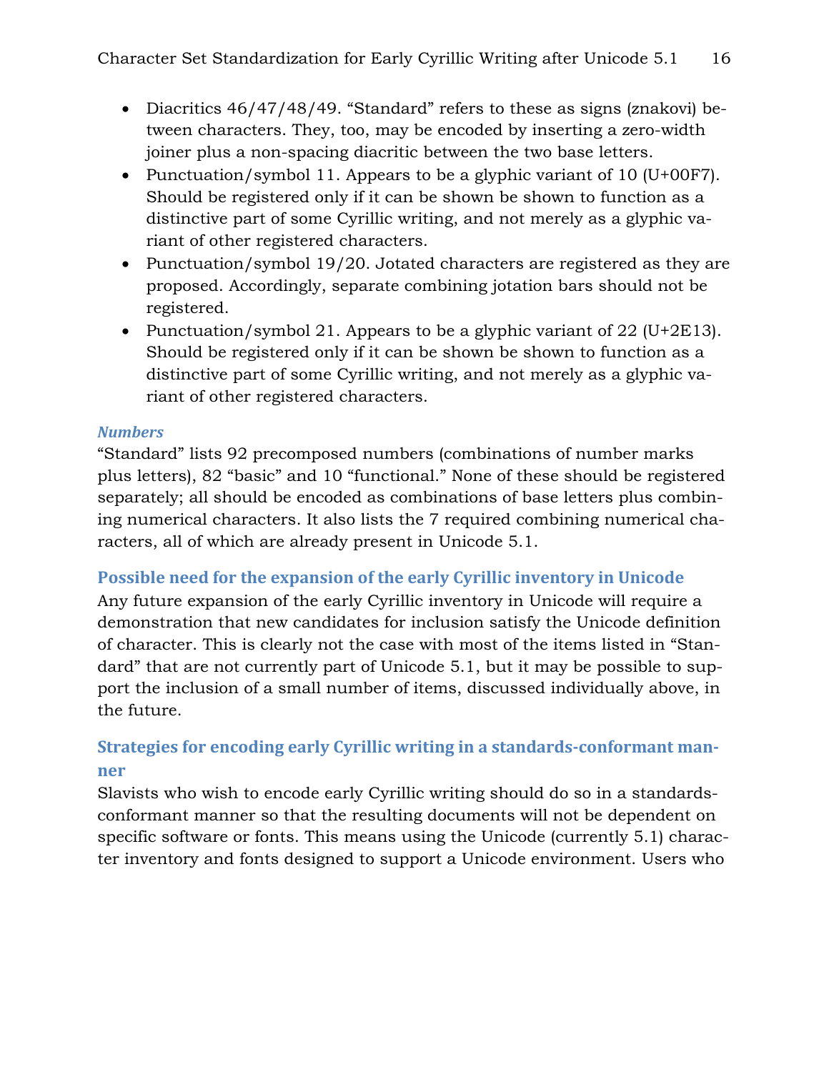- Diacritics 46/47/48/49. "Standard" refers to these as signs (znakovi) between characters. They, too, may be encoded by inserting a zero-width joiner plus a non-spacing diacritic between the two base letters.
- Punctuation/symbol 11. Appears to be a glyphic variant of 10 (U+00F7). Should be registered only if it can be shown be shown to function as a distinctive part of some Cyrillic writing, and not merely as a glyphic variant of other registered characters.
- Punctuation/symbol 19/20. Jotated characters are registered as they are proposed. Accordingly, separate combining jotation bars should not be registered.
- Punctuation/symbol 21. Appears to be a glyphic variant of 22 (U+2E13). Should be registered only if it can be shown be shown to function as a distinctive part of some Cyrillic writing, and not merely as a glyphic variant of other registered characters.

### *Numbers*

"Standard" lists 92 precomposed numbers (combinations of number marks plus letters), 82 "basic" and 10 "functional." None of these should be registered separately; all should be encoded as combinations of base letters plus combining numerical characters. It also lists the 7 required combining numerical characters, all of which are already present in Unicode 5.1.

## Possible need for the expansion of the early Cyrillic inventory in Unicode

Any future expansion of the early Cyrillic inventory in Unicode will require a demonstration that new candidates for inclusion satisfy the Unicode definition of character. This is clearly not the case with most of the items listed in "Standard" that are not currently part of Unicode 5.1, but it may be possible to support the inclusion of a small number of items, discussed individually above, in the future.

## Strategies for encoding early Cyrillic writing in a standards-conformant manner

Slavists who wish to encode early Cyrillic writing should do so in a standards-conformant manner so that the resulting documents will not be dependent on specific software or fonts. This means using the Unicode (currently 5.1) character inventory and fonts designed to support a Unicode environment. Users who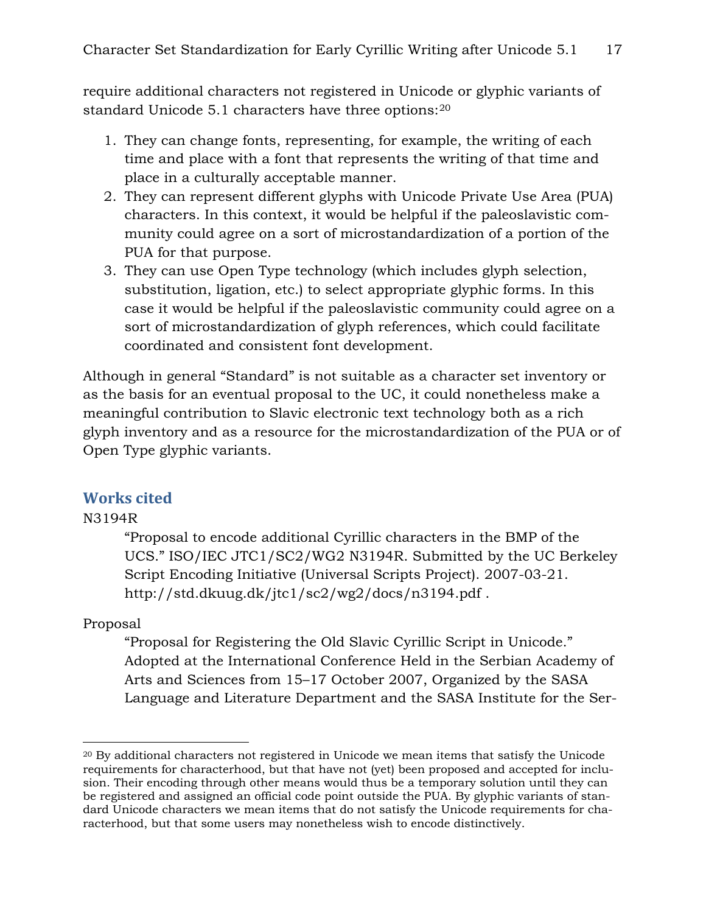require additional characters not registered in Unicode or glyphic variants of standard Unicode 5.1 characters have three options:[20]

1. They can change fonts, representing, for example, the writing of each time and place with a font that represents the writing of that time and place in a culturally acceptable manner.
2. They can represent different glyphs with Unicode Private Use Area (PUA) characters. In this context, it would be helpful if the paleoslavistic community could agree on a sort of microstandardization of a portion of the PUA for that purpose.
3. They can use Open Type technology (which includes glyph selection, substitution, ligation, etc.) to select appropriate glyphic forms. In this case it would be helpful if the paleoslavistic community could agree on a sort of microstandardization of glyph references, which could facilitate coordinated and consistent font development.

Although in general "Standard" is not suitable as a character set inventory or as the basis for an eventual proposal to the UC, it could nonetheless make a meaningful contribution to Slavic electronic text technology both as a rich glyph inventory and as a resource for the microstandardization of the PUA or of Open Type glyphic variants.

## Works cited

N3194R

> "Proposal to encode additional Cyrillic characters in the BMP of the UCS." ISO/IEC JTC1/SC2/WG2 N3194R. Submitted by the UC Berkeley Script Encoding Initiative (Universal Scripts Project). 2007-03-21. http://std.dkuug.dk/jtc1/sc2/wg2/docs/n3194.pdf .

Proposal

> "Proposal for Registering the Old Slavic Cyrillic Script in Unicode." Adopted at the International Conference Held in the Serbian Academy of Arts and Sciences from 15–17 October 2007, Organized by the SASA Language and Literature Department and the SASA Institute for the Ser-

---

[20] By additional characters not registered in Unicode we mean items that satisfy the Unicode requirements for characterhood, but that have not (yet) been proposed and accepted for inclusion. Their encoding through other means would thus be a temporary solution until they can be registered and assigned an official code point outside the PUA. By glyphic variants of standard Unicode characters we mean items that do not satisfy the Unicode requirements for characterhood, but that some users may nonetheless wish to encode distinctively.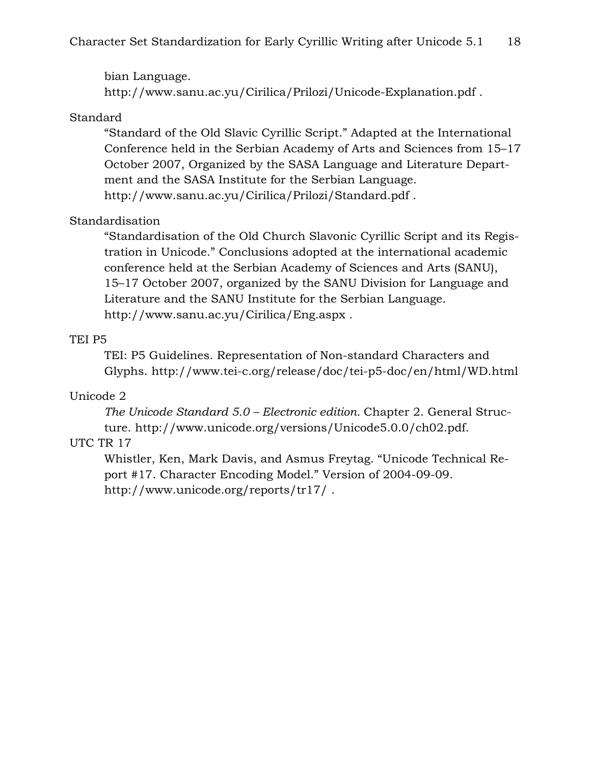bian Language.
http://www.sanu.ac.yu/Cirilica/Prilozi/Unicode-Explanation.pdf .

Standard

"Standard of the Old Slavic Cyrillic Script." Adapted at the International Conference held in the Serbian Academy of Arts and Sciences from 15–17 October 2007, Organized by the SASA Language and Literature Department and the SASA Institute for the Serbian Language.
http://www.sanu.ac.yu/Cirilica/Prilozi/Standard.pdf .

Standardisation

"Standardisation of the Old Church Slavonic Cyrillic Script and its Registration in Unicode." Conclusions adopted at the international academic conference held at the Serbian Academy of Sciences and Arts (SANU), 15–17 October 2007, organized by the SANU Division for Language and Literature and the SANU Institute for the Serbian Language.
http://www.sanu.ac.yu/Cirilica/Eng.aspx .

TEI P5

TEI: P5 Guidelines. Representation of Non-standard Characters and Glyphs. http://www.tei-c.org/release/doc/tei-p5-doc/en/html/WD.html

Unicode 2

*The Unicode Standard 5.0 – Electronic edition.* Chapter 2. General Structure. http://www.unicode.org/versions/Unicode5.0.0/ch02.pdf.

UTC TR 17

Whistler, Ken, Mark Davis, and Asmus Freytag. "Unicode Technical Report #17. Character Encoding Model." Version of 2004-09-09.
http://www.unicode.org/reports/tr17/ .